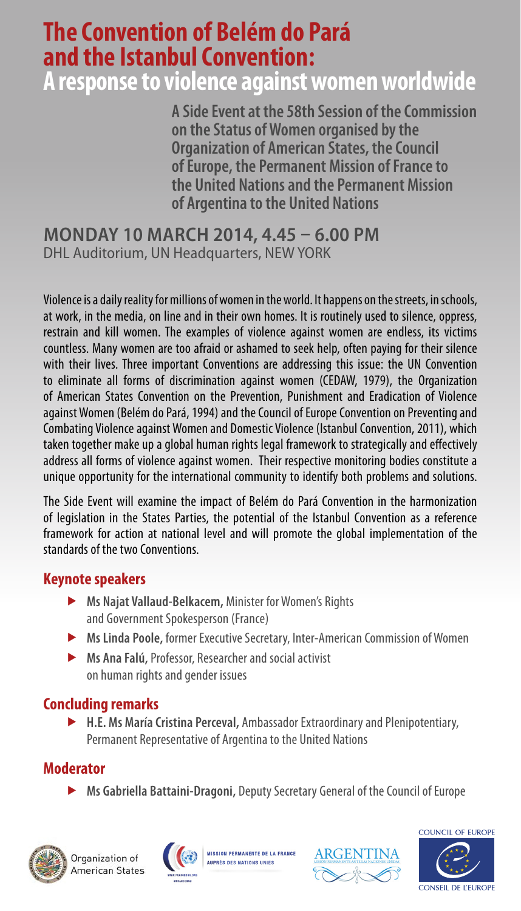# The Convention of Belém do Pará and the Istanbul Convention: A response to violence against women worldwide

**A Side Event at the 58th Session of the Commission on the Status of Women organised by the Organization of American States, the Council of Europe, the Permanent Mission of France to the United Nations and the Permanent Mission of Argentina to the United Nations**

**MONDAY 10 MARCH 2014, 4.45 – 6.00 PM**
DHL Auditorium, UN Headquarters, NEW YORK

Violence is a daily reality for millions of women in the world. It happens on the streets, in schools, at work, in the media, on line and in their own homes. It is routinely used to silence, oppress, restrain and kill women. The examples of violence against women are endless, its victims countless. Many women are too afraid or ashamed to seek help, often paying for their silence with their lives. Three important Conventions are addressing this issue: the UN Convention to eliminate all forms of discrimination against women (CEDAW, 1979), the Organization of American States Convention on the Prevention, Punishment and Eradication of Violence against Women (Belém do Pará, 1994) and the Council of Europe Convention on Preventing and Combating Violence against Women and Domestic Violence (Istanbul Convention, 2011), which taken together make up a global human rights legal framework to strategically and effectively address all forms of violence against women. Their respective monitoring bodies constitute a unique opportunity for the international community to identify both problems and solutions.

The Side Event will examine the impact of Belém do Pará Convention in the harmonization of legislation in the States Parties, the potential of the Istanbul Convention as a reference framework for action at national level and will promote the global implementation of the standards of the two Conventions.

## Keynote speakers

- **Ms Najat Vallaud-Belkacem,** Minister for Women's Rights and Government Spokesperson (France)
- **Ms Linda Poole,** former Executive Secretary, Inter-American Commission of Women
- **Ms Ana Falú,** Professor, Researcher and social activist on human rights and gender issues

## Concluding remarks

- **H.E. Ms María Cristina Perceval,** Ambassador Extraordinary and Plenipotentiary, Permanent Representative of Argentina to the United Nations

## Moderator

- **Ms Gabriella Battaini-Dragoni,** Deputy Secretary General of the Council of Europe

Organization of American States | Mission Permanente de la France auprès des Nations Unies | Argentina Misión Permanente ante las Naciones Unidas | Council of Europe / Conseil de l'Europe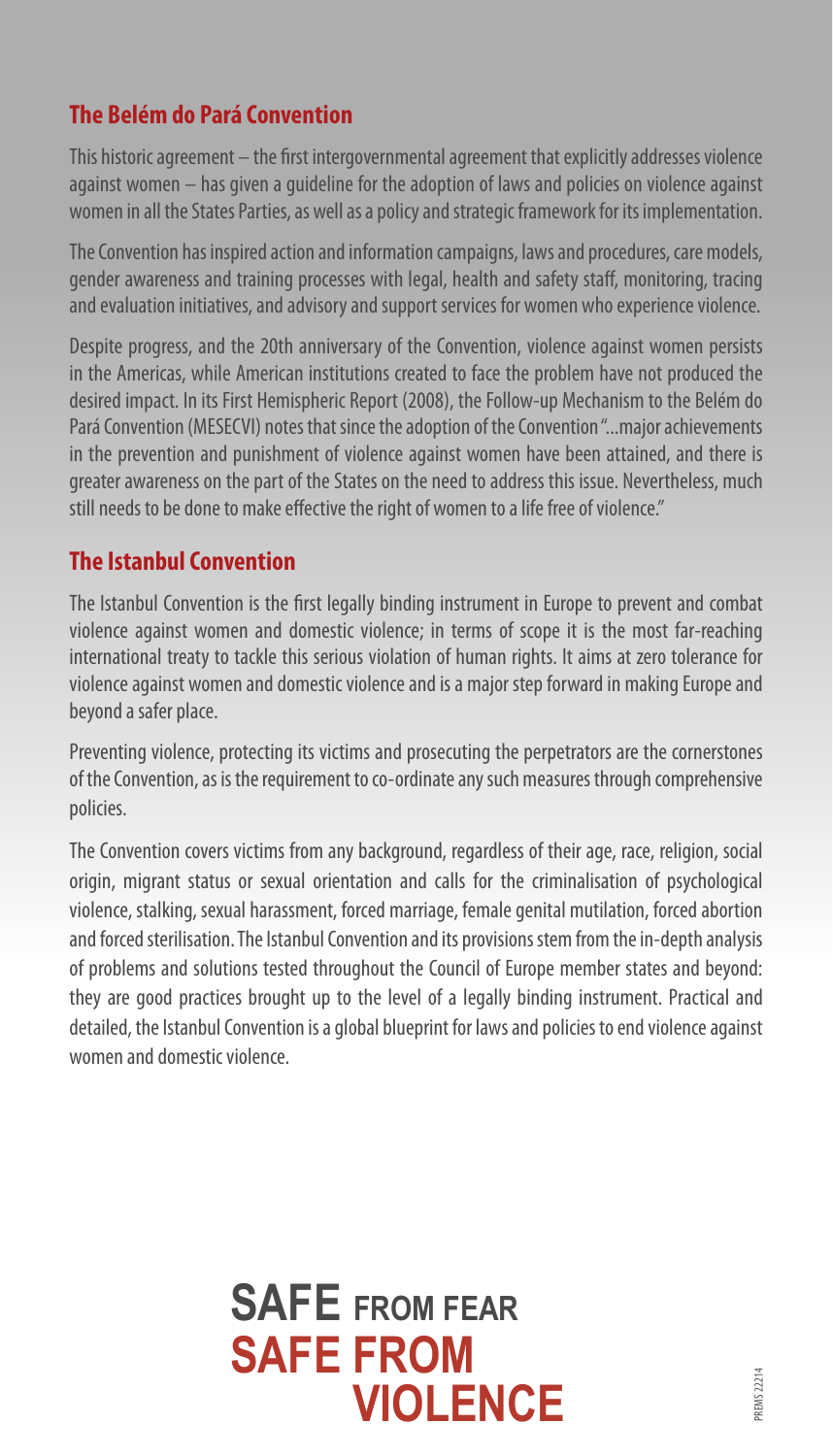## The Belém do Pará Convention

This historic agreement – the first intergovernmental agreement that explicitly addresses violence against women – has given a guideline for the adoption of laws and policies on violence against women in all the States Parties, as well as a policy and strategic framework for its implementation.

The Convention has inspired action and information campaigns, laws and procedures, care models, gender awareness and training processes with legal, health and safety staff, monitoring, tracing and evaluation initiatives, and advisory and support services for women who experience violence.

Despite progress, and the 20th anniversary of the Convention, violence against women persists in the Americas, while American institutions created to face the problem have not produced the desired impact. In its First Hemispheric Report (2008), the Follow-up Mechanism to the Belém do Pará Convention (MESECVI) notes that since the adoption of the Convention "...major achievements in the prevention and punishment of violence against women have been attained, and there is greater awareness on the part of the States on the need to address this issue. Nevertheless, much still needs to be done to make effective the right of women to a life free of violence."

## The Istanbul Convention

The Istanbul Convention is the first legally binding instrument in Europe to prevent and combat violence against women and domestic violence; in terms of scope it is the most far-reaching international treaty to tackle this serious violation of human rights. It aims at zero tolerance for violence against women and domestic violence and is a major step forward in making Europe and beyond a safer place.

Preventing violence, protecting its victims and prosecuting the perpetrators are the cornerstones of the Convention, as is the requirement to co-ordinate any such measures through comprehensive policies.

The Convention covers victims from any background, regardless of their age, race, religion, social origin, migrant status or sexual orientation and calls for the criminalisation of psychological violence, stalking, sexual harassment, forced marriage, female genital mutilation, forced abortion and forced sterilisation. The Istanbul Convention and its provisions stem from the in-depth analysis of problems and solutions tested throughout the Council of Europe member states and beyond: they are good practices brought up to the level of a legally binding instrument. Practical and detailed, the Istanbul Convention is a global blueprint for laws and policies to end violence against women and domestic violence.

**SAFE FROM FEAR**
**SAFE FROM VIOLENCE**

PREMS 22214